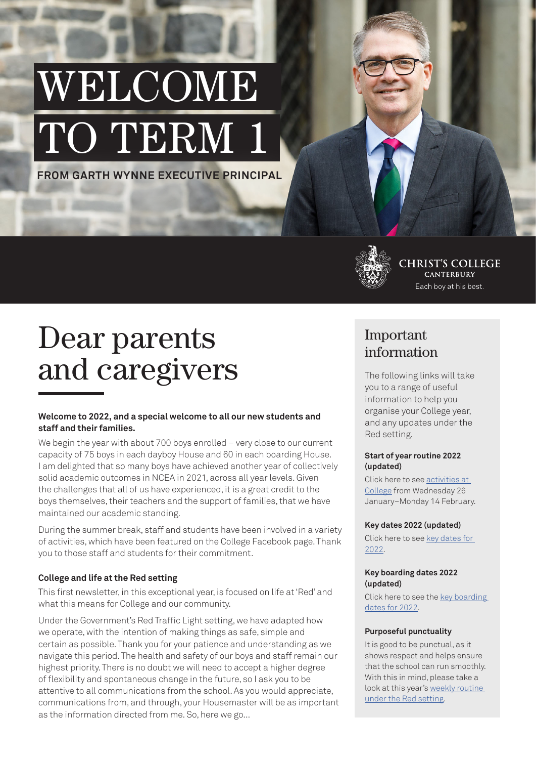# WELCOME TO TERM 1

**FROM GARTH WYNNE EXECUTIVE PRINCIPAL**

CHRIST'S COLLEGE
CANTERBURY
Each boy at his best.

# Dear parents and caregivers

**Welcome to 2022, and a special welcome to all our new students and staff and their families.**

We begin the year with about 700 boys enrolled – very close to our current capacity of 75 boys in each dayboy House and 60 in each boarding House. I am delighted that so many boys have achieved another year of collectively solid academic outcomes in NCEA in 2021, across all year levels. Given the challenges that all of us have experienced, it is a great credit to the boys themselves, their teachers and the support of families, that we have maintained our academic standing.

During the summer break, staff and students have been involved in a variety of activities, which have been featured on the College Facebook page. Thank you to those staff and students for their commitment.

### College and life at the Red setting

This first newsletter, in this exceptional year, is focused on life at 'Red' and what this means for College and our community.

Under the Government's Red Traffic Light setting, we have adapted how we operate, with the intention of making things as safe, simple and certain as possible. Thank you for your patience and understanding as we navigate this period. The health and safety of our boys and staff remain our highest priority. There is no doubt we will need to accept a higher degree of flexibility and spontaneous change in the future, so I ask you to be attentive to all communications from the school. As you would appreciate, communications from, and through, your Housemaster will be as important as the information directed from me. So, here we go…

## Important information

The following links will take you to a range of useful information to help you organise your College year, and any updates under the Red setting.

### Start of year routine 2022 (updated)

Click here to see activities at College from Wednesday 26 January–Monday 14 February.

### Key dates 2022 (updated)

Click here to see key dates for 2022.

### Key boarding dates 2022 (updated)

Click here to see the key boarding dates for 2022.

### Purposeful punctuality

It is good to be punctual, as it shows respect and helps ensure that the school can run smoothly. With this in mind, please take a look at this year's weekly routine under the Red setting.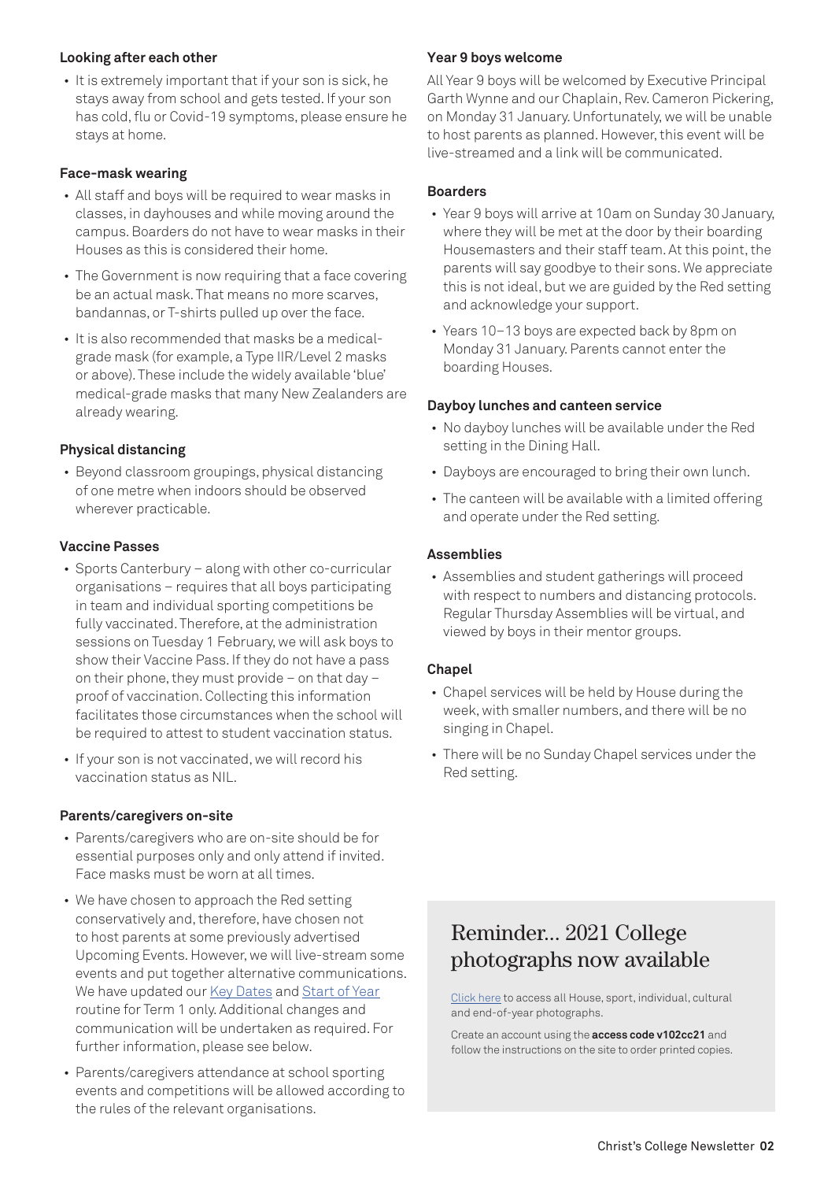### Looking after each other

- It is extremely important that if your son is sick, he stays away from school and gets tested. If your son has cold, flu or Covid-19 symptoms, please ensure he stays at home.

### Face-mask wearing

- All staff and boys will be required to wear masks in classes, in dayhouses and while moving around the campus. Boarders do not have to wear masks in their Houses as this is considered their home.
- The Government is now requiring that a face covering be an actual mask. That means no more scarves, bandannas, or T-shirts pulled up over the face.
- It is also recommended that masks be a medical-grade mask (for example, a Type IIR/Level 2 masks or above). These include the widely available 'blue' medical-grade masks that many New Zealanders are already wearing.

### Physical distancing

- Beyond classroom groupings, physical distancing of one metre when indoors should be observed wherever practicable.

### Vaccine Passes

- Sports Canterbury – along with other co-curricular organisations – requires that all boys participating in team and individual sporting competitions be fully vaccinated. Therefore, at the administration sessions on Tuesday 1 February, we will ask boys to show their Vaccine Pass. If they do not have a pass on their phone, they must provide – on that day – proof of vaccination. Collecting this information facilitates those circumstances when the school will be required to attest to student vaccination status.
- If your son is not vaccinated, we will record his vaccination status as NIL.

### Parents/caregivers on-site

- Parents/caregivers who are on-site should be for essential purposes only and only attend if invited. Face masks must be worn at all times.
- We have chosen to approach the Red setting conservatively and, therefore, have chosen not to host parents at some previously advertised Upcoming Events. However, we will live-stream some events and put together alternative communications. We have updated our Key Dates and Start of Year routine for Term 1 only. Additional changes and communication will be undertaken as required. For further information, please see below.
- Parents/caregivers attendance at school sporting events and competitions will be allowed according to the rules of the relevant organisations.

### Year 9 boys welcome

All Year 9 boys will be welcomed by Executive Principal Garth Wynne and our Chaplain, Rev. Cameron Pickering, on Monday 31 January. Unfortunately, we will be unable to host parents as planned. However, this event will be live-streamed and a link will be communicated.

### Boarders

- Year 9 boys will arrive at 10am on Sunday 30 January, where they will be met at the door by their boarding Housemasters and their staff team. At this point, the parents will say goodbye to their sons. We appreciate this is not ideal, but we are guided by the Red setting and acknowledge your support.
- Years 10–13 boys are expected back by 8pm on Monday 31 January. Parents cannot enter the boarding Houses.

### Dayboy lunches and canteen service

- No dayboy lunches will be available under the Red setting in the Dining Hall.
- Dayboys are encouraged to bring their own lunch.
- The canteen will be available with a limited offering and operate under the Red setting.

### Assemblies

- Assemblies and student gatherings will proceed with respect to numbers and distancing protocols. Regular Thursday Assemblies will be virtual, and viewed by boys in their mentor groups.

### Chapel

- Chapel services will be held by House during the week, with smaller numbers, and there will be no singing in Chapel.
- There will be no Sunday Chapel services under the Red setting.

## Reminder... 2021 College photographs now available

Click here to access all House, sport, individual, cultural and end-of-year photographs.

Create an account using the **access code v102cc21** and follow the instructions on the site to order printed copies.